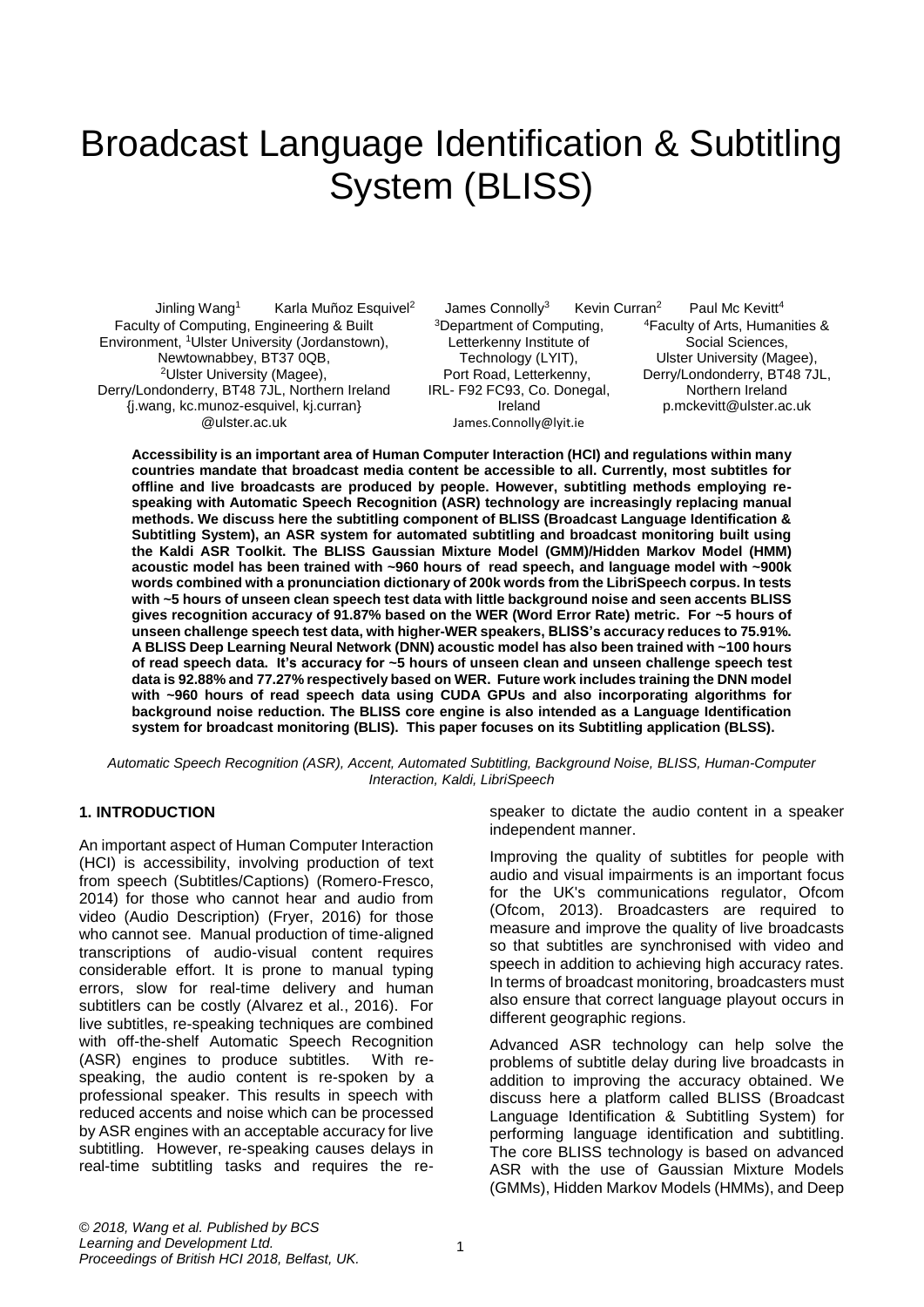# Broadcast Language Identification & Subtitling System (BLISS)

Jinling Wang[1] Karla Muñoz Esquivel[2] James Connolly[3] Kevin Curran[2] Paul Mc Kevitt[4]

Faculty of Computing, Engineering & Built Environment, [1]Ulster University (Jordanstown), Newtownabbey, BT37 0QB, [2]Ulster University (Magee), Derry/Londonderry, BT48 7JL, Northern Ireland
{j.wang, kc.munoz-esquivel, kj.curran}@ulster.ac.uk

[3]Department of Computing, Letterkenny Institute of Technology (LYIT), Port Road, Letterkenny, IRL- F92 FC93, Co. Donegal, Ireland
James.Connolly@lyit.ie

[4]Faculty of Arts, Humanities & Social Sciences, Ulster University (Magee), Derry/Londonderry, BT48 7JL, Northern Ireland
p.mckevitt@ulster.ac.uk

**Accessibility is an important area of Human Computer Interaction (HCI) and regulations within many countries mandate that broadcast media content be accessible to all. Currently, most subtitles for offline and live broadcasts are produced by people. However, subtitling methods employing re-speaking with Automatic Speech Recognition (ASR) technology are increasingly replacing manual methods. We discuss here the subtitling component of BLISS (Broadcast Language Identification & Subtitling System), an ASR system for automated subtitling and broadcast monitoring built using the Kaldi ASR Toolkit. The BLISS Gaussian Mixture Model (GMM)/Hidden Markov Model (HMM) acoustic model has been trained with ~960 hours of read speech, and language model with ~900k words combined with a pronunciation dictionary of 200k words from the LibriSpeech corpus. In tests with ~5 hours of unseen clean speech test data with little background noise and seen accents BLISS gives recognition accuracy of 91.87% based on the WER (Word Error Rate) metric. For ~5 hours of unseen challenge speech test data, with higher-WER speakers, BLISS's accuracy reduces to 75.91%. A BLISS Deep Learning Neural Network (DNN) acoustic model has also been trained with ~100 hours of read speech data. It's accuracy for ~5 hours of unseen clean and unseen challenge speech test data is 92.88% and 77.27% respectively based on WER. Future work includes training the DNN model with ~960 hours of read speech data using CUDA GPUs and also incorporating algorithms for background noise reduction. The BLISS core engine is also intended as a Language Identification system for broadcast monitoring (BLIS). This paper focuses on its Subtitling application (BLSS).**

*Automatic Speech Recognition (ASR), Accent, Automated Subtitling, Background Noise, BLISS, Human-Computer Interaction, Kaldi, LibriSpeech*

## 1. INTRODUCTION

An important aspect of Human Computer Interaction (HCI) is accessibility, involving production of text from speech (Subtitles/Captions) (Romero-Fresco, 2014) for those who cannot hear and audio from video (Audio Description) (Fryer, 2016) for those who cannot see. Manual production of time-aligned transcriptions of audio-visual content requires considerable effort. It is prone to manual typing errors, slow for real-time delivery and human subtitlers can be costly (Alvarez et al., 2016). For live subtitles, re-speaking techniques are combined with off-the-shelf Automatic Speech Recognition (ASR) engines to produce subtitles. With re-speaking, the audio content is re-spoken by a professional speaker. This results in speech with reduced accents and noise which can be processed by ASR engines with an acceptable accuracy for live subtitling. However, re-speaking causes delays in real-time subtitling tasks and requires the re-speaker to dictate the audio content in a speaker independent manner.

Improving the quality of subtitles for people with audio and visual impairments is an important focus for the UK's communications regulator, Ofcom (Ofcom, 2013). Broadcasters are required to measure and improve the quality of live broadcasts so that subtitles are synchronised with video and speech in addition to achieving high accuracy rates. In terms of broadcast monitoring, broadcasters must also ensure that correct language playout occurs in different geographic regions.

Advanced ASR technology can help solve the problems of subtitle delay during live broadcasts in addition to improving the accuracy obtained. We discuss here a platform called BLISS (Broadcast Language Identification & Subtitling System) for performing language identification and subtitling. The core BLISS technology is based on advanced ASR with the use of Gaussian Mixture Models (GMMs), Hidden Markov Models (HMMs), and Deep

*© 2018, Wang et al. Published by BCS Learning and Development Ltd. Proceedings of British HCI 2018, Belfast, UK.*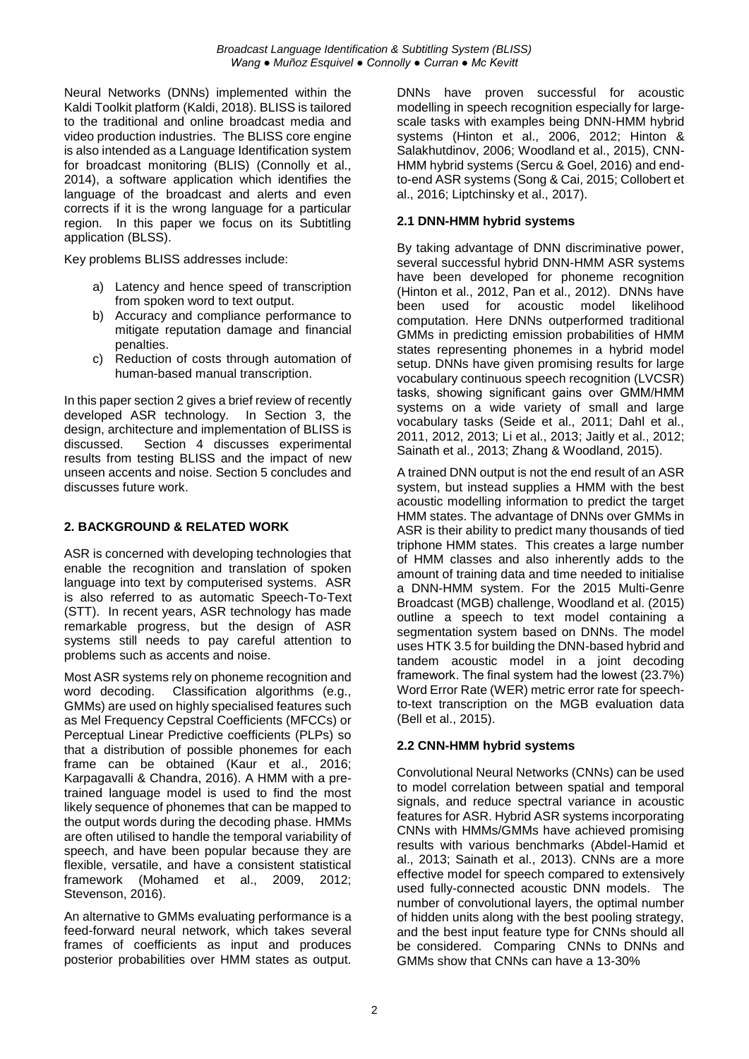Neural Networks (DNNs) implemented within the Kaldi Toolkit platform (Kaldi, 2018). BLISS is tailored to the traditional and online broadcast media and video production industries. The BLISS core engine is also intended as a Language Identification system for broadcast monitoring (BLIS) (Connolly et al., 2014), a software application which identifies the language of the broadcast and alerts and even corrects if it is the wrong language for a particular region. In this paper we focus on its Subtitling application (BLSS).

Key problems BLISS addresses include:

a) Latency and hence speed of transcription from spoken word to text output.
b) Accuracy and compliance performance to mitigate reputation damage and financial penalties.
c) Reduction of costs through automation of human-based manual transcription.

In this paper section 2 gives a brief review of recently developed ASR technology. In Section 3, the design, architecture and implementation of BLISS is discussed. Section 4 discusses experimental results from testing BLISS and the impact of new unseen accents and noise. Section 5 concludes and discusses future work.

## 2. BACKGROUND & RELATED WORK

ASR is concerned with developing technologies that enable the recognition and translation of spoken language into text by computerised systems. ASR is also referred to as automatic Speech-To-Text (STT). In recent years, ASR technology has made remarkable progress, but the design of ASR systems still needs to pay careful attention to problems such as accents and noise.

Most ASR systems rely on phoneme recognition and word decoding. Classification algorithms (e.g., GMMs) are used on highly specialised features such as Mel Frequency Cepstral Coefficients (MFCCs) or Perceptual Linear Predictive coefficients (PLPs) so that a distribution of possible phonemes for each frame can be obtained (Kaur et al., 2016; Karpagavalli & Chandra, 2016). A HMM with a pre-trained language model is used to find the most likely sequence of phonemes that can be mapped to the output words during the decoding phase. HMMs are often utilised to handle the temporal variability of speech, and have been popular because they are flexible, versatile, and have a consistent statistical framework (Mohamed et al., 2009, 2012; Stevenson, 2016).

An alternative to GMMs evaluating performance is a feed-forward neural network, which takes several frames of coefficients as input and produces posterior probabilities over HMM states as output. DNNs have proven successful for acoustic modelling in speech recognition especially for large-scale tasks with examples being DNN-HMM hybrid systems (Hinton et al., 2006, 2012; Hinton & Salakhutdinov, 2006; Woodland et al., 2015), CNN-HMM hybrid systems (Sercu & Goel, 2016) and end-to-end ASR systems (Song & Cai, 2015; Collobert et al., 2016; Liptchinsky et al., 2017).

### 2.1 DNN-HMM hybrid systems

By taking advantage of DNN discriminative power, several successful hybrid DNN-HMM ASR systems have been developed for phoneme recognition (Hinton et al., 2012, Pan et al., 2012). DNNs have been used for acoustic model likelihood computation. Here DNNs outperformed traditional GMMs in predicting emission probabilities of HMM states representing phonemes in a hybrid model setup. DNNs have given promising results for large vocabulary continuous speech recognition (LVCSR) tasks, showing significant gains over GMM/HMM systems on a wide variety of small and large vocabulary tasks (Seide et al., 2011; Dahl et al., 2011, 2012, 2013; Li et al., 2013; Jaitly et al., 2012; Sainath et al., 2013; Zhang & Woodland, 2015).

A trained DNN output is not the end result of an ASR system, but instead supplies a HMM with the best acoustic modelling information to predict the target HMM states. The advantage of DNNs over GMMs in ASR is their ability to predict many thousands of tied triphone HMM states. This creates a large number of HMM classes and also inherently adds to the amount of training data and time needed to initialise a DNN-HMM system. For the 2015 Multi-Genre Broadcast (MGB) challenge, Woodland et al. (2015) outline a speech to text model containing a segmentation system based on DNNs. The model uses HTK 3.5 for building the DNN-based hybrid and tandem acoustic model in a joint decoding framework. The final system had the lowest (23.7%) Word Error Rate (WER) metric error rate for speech-to-text transcription on the MGB evaluation data (Bell et al., 2015).

### 2.2 CNN-HMM hybrid systems

Convolutional Neural Networks (CNNs) can be used to model correlation between spatial and temporal signals, and reduce spectral variance in acoustic features for ASR. Hybrid ASR systems incorporating CNNs with HMMs/GMMs have achieved promising results with various benchmarks (Abdel-Hamid et al., 2013; Sainath et al., 2013). CNNs are a more effective model for speech compared to extensively used fully-connected acoustic DNN models. The number of convolutional layers, the optimal number of hidden units along with the best pooling strategy, and the best input feature type for CNNs should all be considered. Comparing CNNs to DNNs and GMMs show that CNNs can have a 13-30%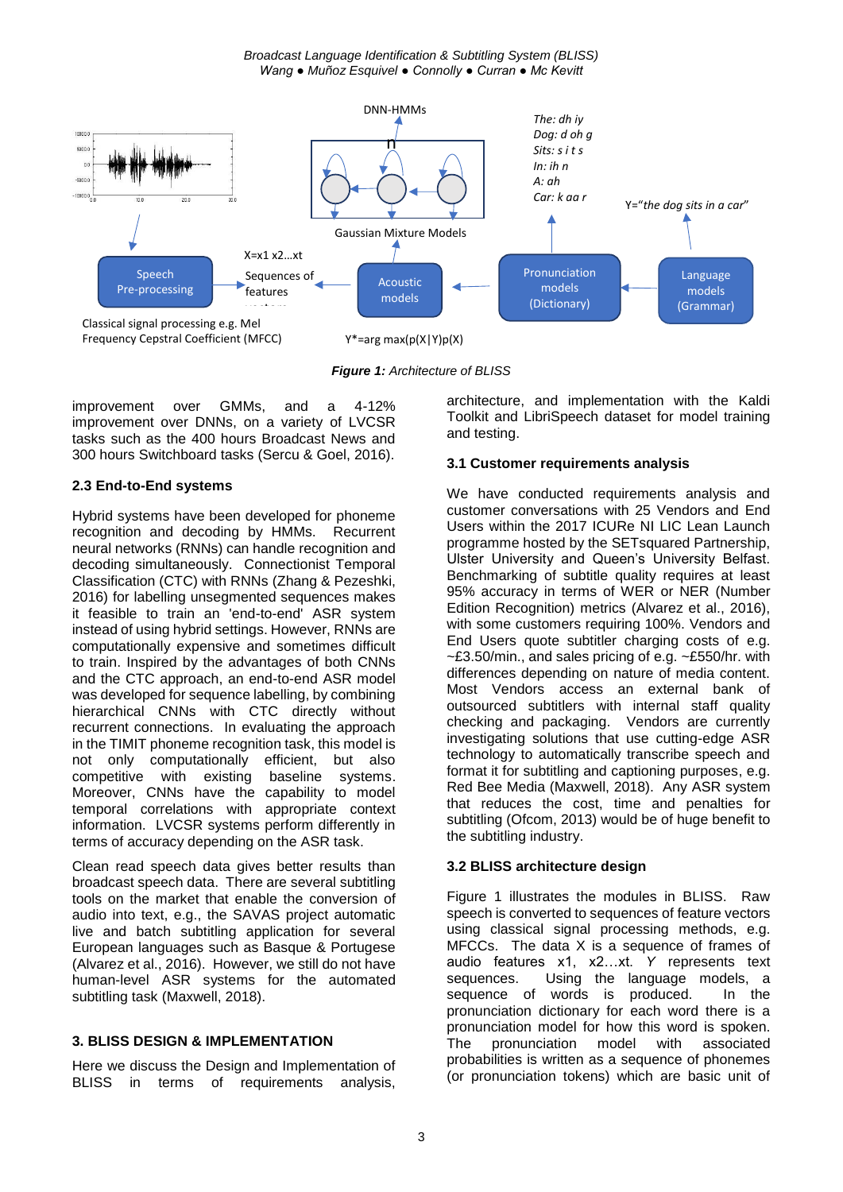Figure 1: Architecture of BLISS

improvement over GMMs, and a 4-12% improvement over DNNs, on a variety of LVCSR tasks such as the 400 hours Broadcast News and 300 hours Switchboard tasks (Sercu & Goel, 2016).

### 2.3 End-to-End systems

Hybrid systems have been developed for phoneme recognition and decoding by HMMs. Recurrent neural networks (RNNs) can handle recognition and decoding simultaneously. Connectionist Temporal Classification (CTC) with RNNs (Zhang & Pezeshki, 2016) for labelling unsegmented sequences makes it feasible to train an 'end-to-end' ASR system instead of using hybrid settings. However, RNNs are computationally expensive and sometimes difficult to train. Inspired by the advantages of both CNNs and the CTC approach, an end-to-end ASR model was developed for sequence labelling, by combining hierarchical CNNs with CTC directly without recurrent connections. In evaluating the approach in the TIMIT phoneme recognition task, this model is not only computationally efficient, but also competitive with existing baseline systems. Moreover, CNNs have the capability to model temporal correlations with appropriate context information. LVCSR systems perform differently in terms of accuracy depending on the ASR task.

Clean read speech data gives better results than broadcast speech data. There are several subtitling tools on the market that enable the conversion of audio into text, e.g., the SAVAS project automatic live and batch subtitling application for several European languages such as Basque & Portugese (Alvarez et al., 2016). However, we still do not have human-level ASR systems for the automated subtitling task (Maxwell, 2018).

## 3. BLISS DESIGN & IMPLEMENTATION

Here we discuss the Design and Implementation of BLISS in terms of requirements analysis, architecture, and implementation with the Kaldi Toolkit and LibriSpeech dataset for model training and testing.

### 3.1 Customer requirements analysis

We have conducted requirements analysis and customer conversations with 25 Vendors and End Users within the 2017 ICURe NI LIC Lean Launch programme hosted by the SETsquared Partnership, Ulster University and Queen's University Belfast. Benchmarking of subtitle quality requires at least 95% accuracy in terms of WER or NER (Number Edition Recognition) metrics (Alvarez et al., 2016), with some customers requiring 100%. Vendors and End Users quote subtitler charging costs of e.g. ~£3.50/min., and sales pricing of e.g. ~£550/hr. with differences depending on nature of media content. Most Vendors access an external bank of outsourced subtitlers with internal staff quality checking and packaging. Vendors are currently investigating solutions that use cutting-edge ASR technology to automatically transcribe speech and format it for subtitling and captioning purposes, e.g. Red Bee Media (Maxwell, 2018). Any ASR system that reduces the cost, time and penalties for subtitling (Ofcom, 2013) would be of huge benefit to the subtitling industry.

### 3.2 BLISS architecture design

Figure 1 illustrates the modules in BLISS. Raw speech is converted to sequences of feature vectors using classical signal processing methods, e.g. MFCCs. The data X is a sequence of frames of audio features x1, x2…xt. *Y* represents text sequences. Using the language models, a sequence of words is produced. In the pronunciation dictionary for each word there is a pronunciation model for how this word is spoken. The pronunciation model with associated probabilities is written as a sequence of phonemes (or pronunciation tokens) which are basic unit of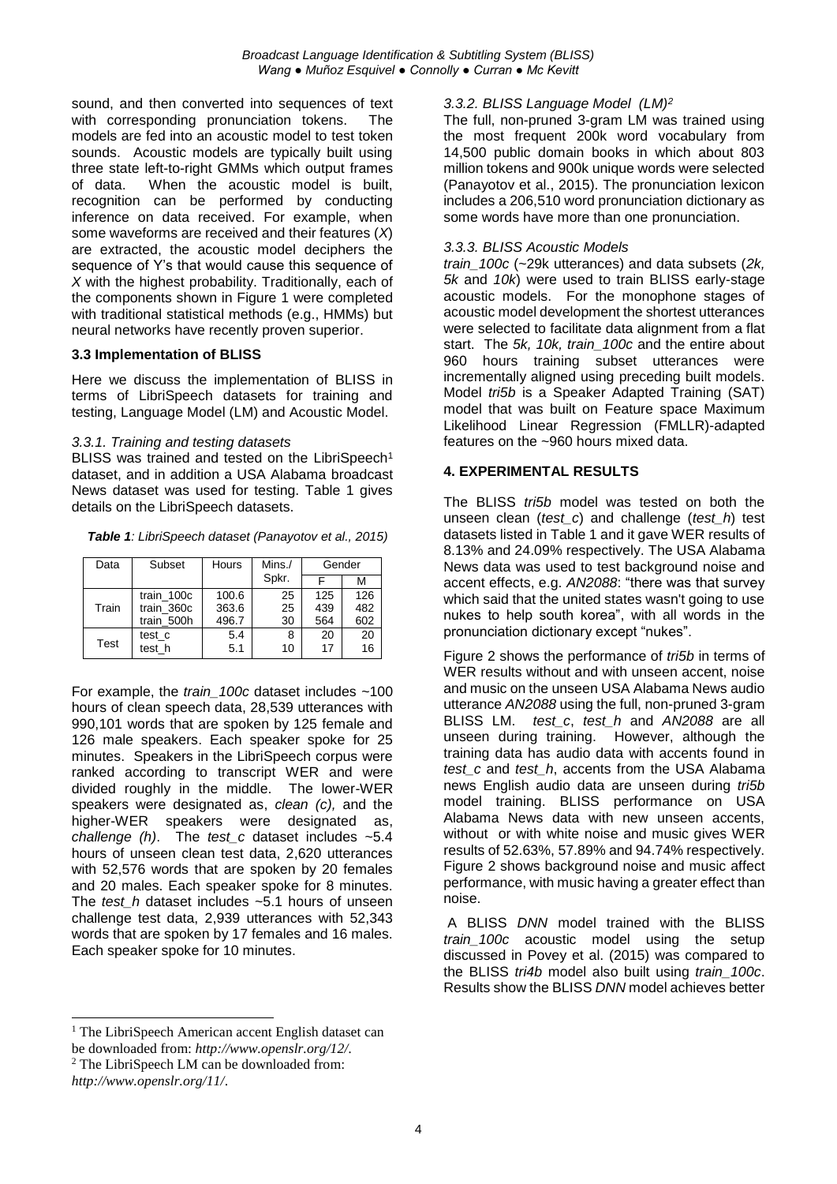sound, and then converted into sequences of text with corresponding pronunciation tokens. The models are fed into an acoustic model to test token sounds. Acoustic models are typically built using three state left-to-right GMMs which output frames of data. When the acoustic model is built, recognition can be performed by conducting inference on data received. For example, when some waveforms are received and their features (*X*) are extracted, the acoustic model deciphers the sequence of Y's that would cause this sequence of *X* with the highest probability. Traditionally, each of the components shown in Figure 1 were completed with traditional statistical methods (e.g., HMMs) but neural networks have recently proven superior.

### 3.3 Implementation of BLISS

Here we discuss the implementation of BLISS in terms of LibriSpeech datasets for training and testing, Language Model (LM) and Acoustic Model.

#### *3.3.1. Training and testing datasets*

BLISS was trained and tested on the LibriSpeech[1] dataset, and in addition a USA Alabama broadcast News dataset was used for testing. Table 1 gives details on the LibriSpeech datasets.

***Table 1**: LibriSpeech dataset (Panayotov et al., 2015)*

| Data | Subset | Hours | Mins./ Spkr. | Gender | |
|---|---|---|---|---|---|
| | | | | F | M |
| Train | train_100c | 100.6 | 25 | 125 | 126 |
| | train_360c | 363.6 | 25 | 439 | 482 |
| | train_500h | 496.7 | 30 | 564 | 602 |
| Test | test_c | 5.4 | 8 | 20 | 20 |
| | test_h | 5.1 | 10 | 17 | 16 |

For example, the *train_100c* dataset includes ~100 hours of clean speech data, 28,539 utterances with 990,101 words that are spoken by 125 female and 126 male speakers. Each speaker spoke for 25 minutes. Speakers in the LibriSpeech corpus were ranked according to transcript WER and were divided roughly in the middle. The lower-WER speakers were designated as, *clean (c),* and the higher-WER speakers were designated as, *challenge (h)*. The *test_c* dataset includes ~5.4 hours of unseen clean test data, 2,620 utterances with 52,576 words that are spoken by 20 females and 20 males. Each speaker spoke for 8 minutes. The *test_h* dataset includes ~5.1 hours of unseen challenge test data, 2,939 utterances with 52,343 words that are spoken by 17 females and 16 males. Each speaker spoke for 10 minutes.

#### *3.3.2. BLISS Language Model (LM)*[2]

The full, non-pruned 3-gram LM was trained using the most frequent 200k word vocabulary from 14,500 public domain books in which about 803 million tokens and 900k unique words were selected (Panayotov et al., 2015). The pronunciation lexicon includes a 206,510 word pronunciation dictionary as some words have more than one pronunciation.

#### *3.3.3. BLISS Acoustic Models*

*train_100c* (~29k utterances) and data subsets (*2k, 5k* and *10k*) were used to train BLISS early-stage acoustic models. For the monophone stages of acoustic model development the shortest utterances were selected to facilitate data alignment from a flat start. The *5k, 10k, train_100c* and the entire about 960 hours training subset utterances were incrementally aligned using preceding built models. Model *tri5b* is a Speaker Adapted Training (SAT) model that was built on Feature space Maximum Likelihood Linear Regression (FMLLR)-adapted features on the ~960 hours mixed data.

### 4. EXPERIMENTAL RESULTS

The BLISS *tri5b* model was tested on both the unseen clean (*test_c*) and challenge (*test_h*) test datasets listed in Table 1 and it gave WER results of 8.13% and 24.09% respectively. The USA Alabama News data was used to test background noise and accent effects, e.g. *AN2088*: "there was that survey which said that the united states wasn't going to use nukes to help south korea", with all words in the pronunciation dictionary except "nukes".

Figure 2 shows the performance of *tri5b* in terms of WER results without and with unseen accent, noise and music on the unseen USA Alabama News audio utterance *AN2088* using the full, non-pruned 3-gram BLISS LM. *test_c*, *test_h* and *AN2088* are all unseen during training. However, although the training data has audio data with accents found in *test_c* and *test_h*, accents from the USA Alabama news English audio data are unseen during *tri5b* model training. BLISS performance on USA Alabama News data with new unseen accents, without or with white noise and music gives WER results of 52.63%, 57.89% and 94.74% respectively. Figure 2 shows background noise and music affect performance, with music having a greater effect than noise.

A BLISS *DNN* model trained with the BLISS *train_100c* acoustic model using the setup discussed in Povey et al. (2015) was compared to the BLISS *tri4b* model also built using *train_100c*. Results show the BLISS *DNN* model achieves better

[1] The LibriSpeech American accent English dataset can be downloaded from: *http://www.openslr.org/12/*.

[2] The LibriSpeech LM can be downloaded from: *http://www.openslr.org/11/*.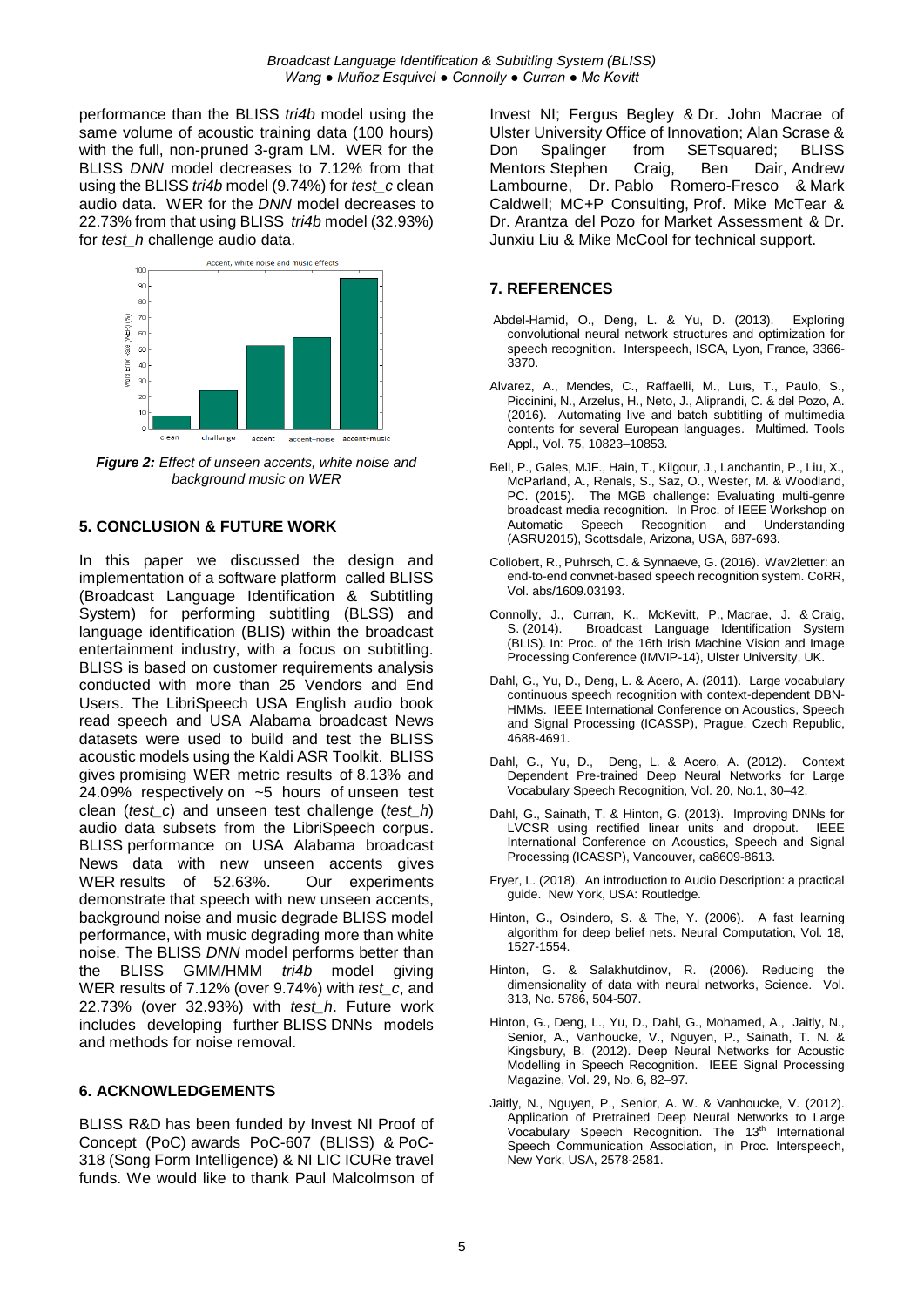performance than the BLISS *tri4b* model using the same volume of acoustic training data (100 hours) with the full, non-pruned 3-gram LM. WER for the BLISS *DNN* model decreases to 7.12% from that using the BLISS *tri4b* model (9.74%) for *test_c* clean audio data. WER for the *DNN* model decreases to 22.73% from that using BLISS *tri4b* model (32.93%) for *test_h* challenge audio data.

***Figure 2:*** *Effect of unseen accents, white noise and background music on WER*

## 5. CONCLUSION & FUTURE WORK

In this paper we discussed the design and implementation of a software platform called BLISS (Broadcast Language Identification & Subtitling System) for performing subtitling (BLSS) and language identification (BLIS) within the broadcast entertainment industry, with a focus on subtitling. BLISS is based on customer requirements analysis conducted with more than 25 Vendors and End Users. The LibriSpeech USA English audio book read speech and USA Alabama broadcast News datasets were used to build and test the BLISS acoustic models using the Kaldi ASR Toolkit. BLISS gives promising WER metric results of 8.13% and 24.09% respectively on ~5 hours of unseen test clean (*test_c*) and unseen test challenge (*test_h*) audio data subsets from the LibriSpeech corpus. BLISS performance on USA Alabama broadcast News data with new unseen accents gives WER results of 52.63%. Our experiments demonstrate that speech with new unseen accents, background noise and music degrade BLISS model performance, with music degrading more than white noise. The BLISS *DNN* model performs better than the BLISS GMM/HMM *tri4b* model giving WER results of 7.12% (over 9.74%) with *test_c*, and 22.73% (over 32.93%) with *test_h*. Future work includes developing further BLISS DNNs models and methods for noise removal.

## 6. ACKNOWLEDGEMENTS

BLISS R&D has been funded by Invest NI Proof of Concept (PoC) awards PoC-607 (BLISS) & PoC-318 (Song Form Intelligence) & NI LIC ICURe travel funds. We would like to thank Paul Malcolmson of Invest NI; Fergus Begley & Dr. John Macrae of Ulster University Office of Innovation; Alan Scrase & Don Spalinger from SETsquared; BLISS Mentors Stephen Craig, Ben Dair, Andrew Lambourne, Dr. Pablo Romero-Fresco & Mark Caldwell; MC+P Consulting, Prof. Mike McTear & Dr. Arantza del Pozo for Market Assessment & Dr. Junxiu Liu & Mike McCool for technical support.

## 7. REFERENCES

Abdel-Hamid, O., Deng, L. & Yu, D. (2013). Exploring convolutional neural network structures and optimization for speech recognition. Interspeech, ISCA, Lyon, France, 3366-3370.

Alvarez, A., Mendes, C., Raffaelli, M., Luıs, T., Paulo, S., Piccinini, N., Arzelus, H., Neto, J., Aliprandi, C. & del Pozo, A. (2016). Automating live and batch subtitling of multimedia contents for several European languages. Multimed. Tools Appl., Vol. 75, 10823–10853.

Bell, P., Gales, MJF., Hain, T., Kilgour, J., Lanchantin, P., Liu, X., McParland, A., Renals, S., Saz, O., Wester, M. & Woodland, PC. (2015). The MGB challenge: Evaluating multi-genre broadcast media recognition. In Proc. of IEEE Workshop on Automatic Speech Recognition and Understanding (ASRU2015), Scottsdale, Arizona, USA, 687-693.

Collobert, R., Puhrsch, C. & Synnaeve, G. (2016). Wav2letter: an end-to-end convnet-based speech recognition system. CoRR, Vol. abs/1609.03193.

Connolly, J., Curran, K., McKevitt, P., Macrae, J. & Craig, S. (2014). Broadcast Language Identification System (BLIS). In: Proc. of the 16th Irish Machine Vision and Image Processing Conference (IMVIP-14), Ulster University, UK.

Dahl, G., Yu, D., Deng, L. & Acero, A. (2011). Large vocabulary continuous speech recognition with context-dependent DBN-HMMs. IEEE International Conference on Acoustics, Speech and Signal Processing (ICASSP), Prague, Czech Republic, 4688-4691.

Dahl, G., Yu, D., Deng, L. & Acero, A. (2012). Context Dependent Pre-trained Deep Neural Networks for Large Vocabulary Speech Recognition, Vol. 20, No.1, 30–42.

Dahl, G., Sainath, T. & Hinton, G. (2013). Improving DNNs for LVCSR using rectified linear units and dropout. IEEE International Conference on Acoustics, Speech and Signal Processing (ICASSP), Vancouver, ca8609-8613.

Fryer, L. (2018). An introduction to Audio Description: a practical guide. New York, USA: Routledge.

Hinton, G., Osindero, S. & The, Y. (2006). A fast learning algorithm for deep belief nets. Neural Computation, Vol. 18, 1527-1554.

Hinton, G. & Salakhutdinov, R. (2006). Reducing the dimensionality of data with neural networks, Science. Vol. 313, No. 5786, 504-507.

Hinton, G., Deng, L., Yu, D., Dahl, G., Mohamed, A., Jaitly, N., Senior, A., Vanhoucke, V., Nguyen, P., Sainath, T. N. & Kingsbury, B. (2012). Deep Neural Networks for Acoustic Modelling in Speech Recognition. IEEE Signal Processing Magazine, Vol. 29, No. 6, 82–97.

Jaitly, N., Nguyen, P., Senior, A. W. & Vanhoucke, V. (2012). Application of Pretrained Deep Neural Networks to Large Vocabulary Speech Recognition. The 13th International Speech Communication Association, in Proc. Interspeech, New York, USA, 2578-2581.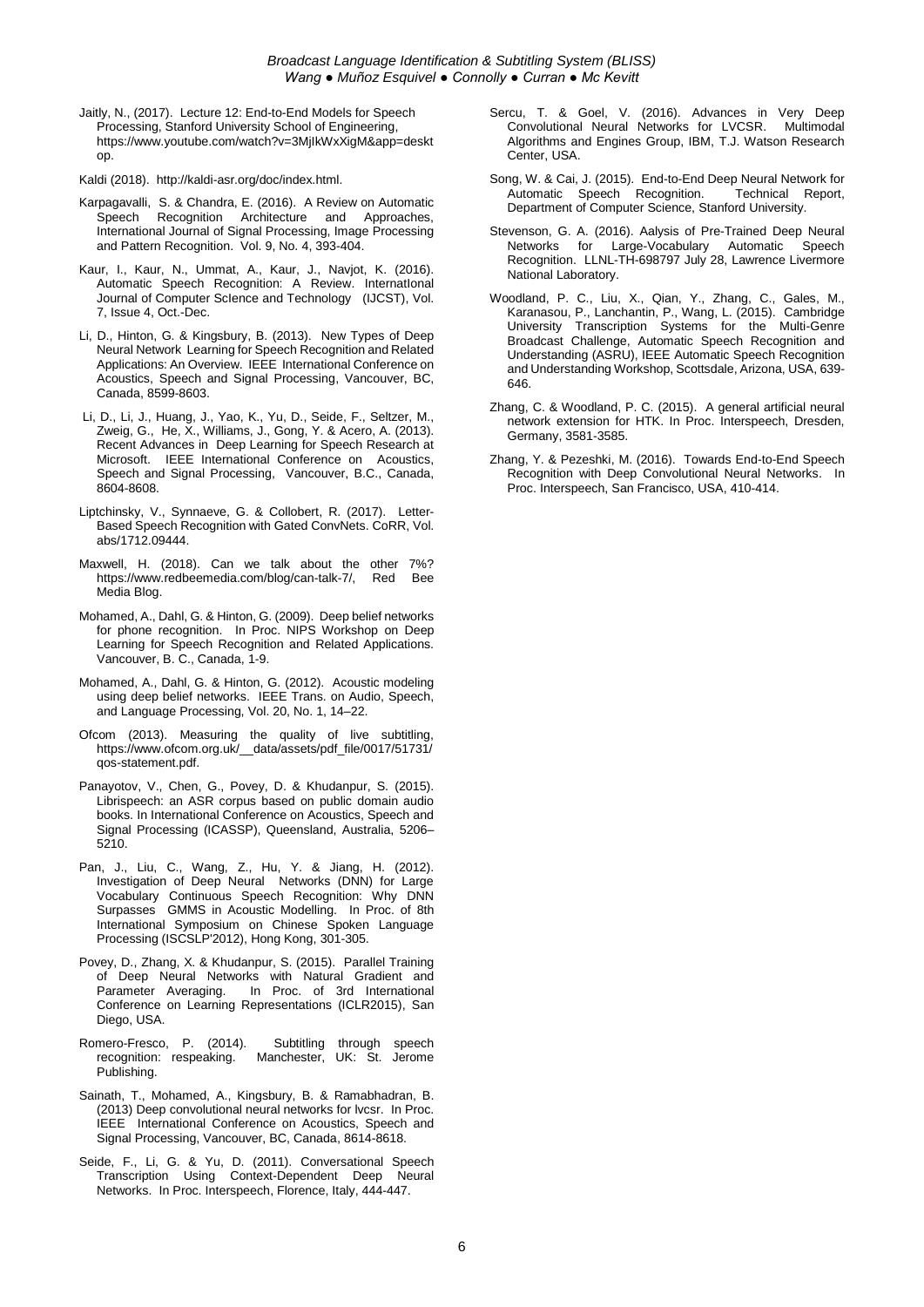Jaitly, N., (2017). Lecture 12: End-to-End Models for Speech Processing, Stanford University School of Engineering, https://www.youtube.com/watch?v=3MjIkWxXigM&app=desktop.

Kaldi (2018). http://kaldi-asr.org/doc/index.html.

Karpagavalli, S. & Chandra, E. (2016). A Review on Automatic Speech Recognition Architecture and Approaches, International Journal of Signal Processing, Image Processing and Pattern Recognition. Vol. 9, No. 4, 393-404.

Kaur, I., Kaur, N., Ummat, A., Kaur, J., Navjot, K. (2016). Automatic Speech Recognition: A Review. InternatIonal Journal of Computer ScIence and Technology (IJCST), Vol. 7, Issue 4, Oct.-Dec.

Li, D., Hinton, G. & Kingsbury, B. (2013). New Types of Deep Neural Network Learning for Speech Recognition and Related Applications: An Overview. IEEE International Conference on Acoustics, Speech and Signal Processing, Vancouver, BC, Canada, 8599-8603.

Li, D., Li, J., Huang, J., Yao, K., Yu, D., Seide, F., Seltzer, M., Zweig, G., He, X., Williams, J., Gong, Y. & Acero, A. (2013). Recent Advances in Deep Learning for Speech Research at Microsoft. IEEE International Conference on Acoustics, Speech and Signal Processing, Vancouver, B.C., Canada, 8604-8608.

Liptchinsky, V., Synnaeve, G. & Collobert, R. (2017). Letter-Based Speech Recognition with Gated ConvNets. CoRR, Vol. abs/1712.09444.

Maxwell, H. (2018). Can we talk about the other 7%? https://www.redbeemedia.com/blog/can-talk-7/, Red Bee Media Blog.

Mohamed, A., Dahl, G. & Hinton, G. (2009). Deep belief networks for phone recognition. In Proc. NIPS Workshop on Deep Learning for Speech Recognition and Related Applications. Vancouver, B. C., Canada, 1-9.

Mohamed, A., Dahl, G. & Hinton, G. (2012). Acoustic modeling using deep belief networks. IEEE Trans. on Audio, Speech, and Language Processing, Vol. 20, No. 1, 14–22.

Ofcom (2013). Measuring the quality of live subtitling, https://www.ofcom.org.uk/__data/assets/pdf_file/0017/51731/qos-statement.pdf.

Panayotov, V., Chen, G., Povey, D. & Khudanpur, S. (2015). Librispeech: an ASR corpus based on public domain audio books. In International Conference on Acoustics, Speech and Signal Processing (ICASSP), Queensland, Australia, 5206–5210.

Pan, J., Liu, C., Wang, Z., Hu, Y. & Jiang, H. (2012). Investigation of Deep Neural Networks (DNN) for Large Vocabulary Continuous Speech Recognition: Why DNN Surpasses GMMS in Acoustic Modelling. In Proc. of 8th International Symposium on Chinese Spoken Language Processing (ISCSLP'2012), Hong Kong, 301-305.

Povey, D., Zhang, X. & Khudanpur, S. (2015). Parallel Training of Deep Neural Networks with Natural Gradient and Parameter Averaging. In Proc. of 3rd International Conference on Learning Representations (ICLR2015), San Diego, USA.

Romero-Fresco, P. (2014). Subtitling through speech recognition: respeaking. Manchester, UK: St. Jerome Publishing.

Sainath, T., Mohamed, A., Kingsbury, B. & Ramabhadran, B. (2013) Deep convolutional neural networks for lvcsr. In Proc. IEEE International Conference on Acoustics, Speech and Signal Processing, Vancouver, BC, Canada, 8614-8618.

Seide, F., Li, G. & Yu, D. (2011). Conversational Speech Transcription Using Context-Dependent Deep Neural Networks. In Proc. Interspeech, Florence, Italy, 444-447.

Sercu, T. & Goel, V. (2016). Advances in Very Deep Convolutional Neural Networks for LVCSR. Multimodal Algorithms and Engines Group, IBM, T.J. Watson Research Center, USA.

Song, W. & Cai, J. (2015). End-to-End Deep Neural Network for Automatic Speech Recognition. Technical Report, Department of Computer Science, Stanford University.

Stevenson, G. A. (2016). Aalysis of Pre-Trained Deep Neural Networks for Large-Vocabulary Automatic Speech Recognition. LLNL-TH-698797 July 28, Lawrence Livermore National Laboratory.

Woodland, P. C., Liu, X., Qian, Y., Zhang, C., Gales, M., Karanasou, P., Lanchantin, P., Wang, L. (2015). Cambridge University Transcription Systems for the Multi-Genre Broadcast Challenge, Automatic Speech Recognition and Understanding (ASRU), IEEE Automatic Speech Recognition and Understanding Workshop, Scottsdale, Arizona, USA, 639-646.

Zhang, C. & Woodland, P. C. (2015). A general artificial neural network extension for HTK. In Proc. Interspeech, Dresden, Germany, 3581-3585.

Zhang, Y. & Pezeshki, M. (2016). Towards End-to-End Speech Recognition with Deep Convolutional Neural Networks. In Proc. Interspeech, San Francisco, USA, 410-414.